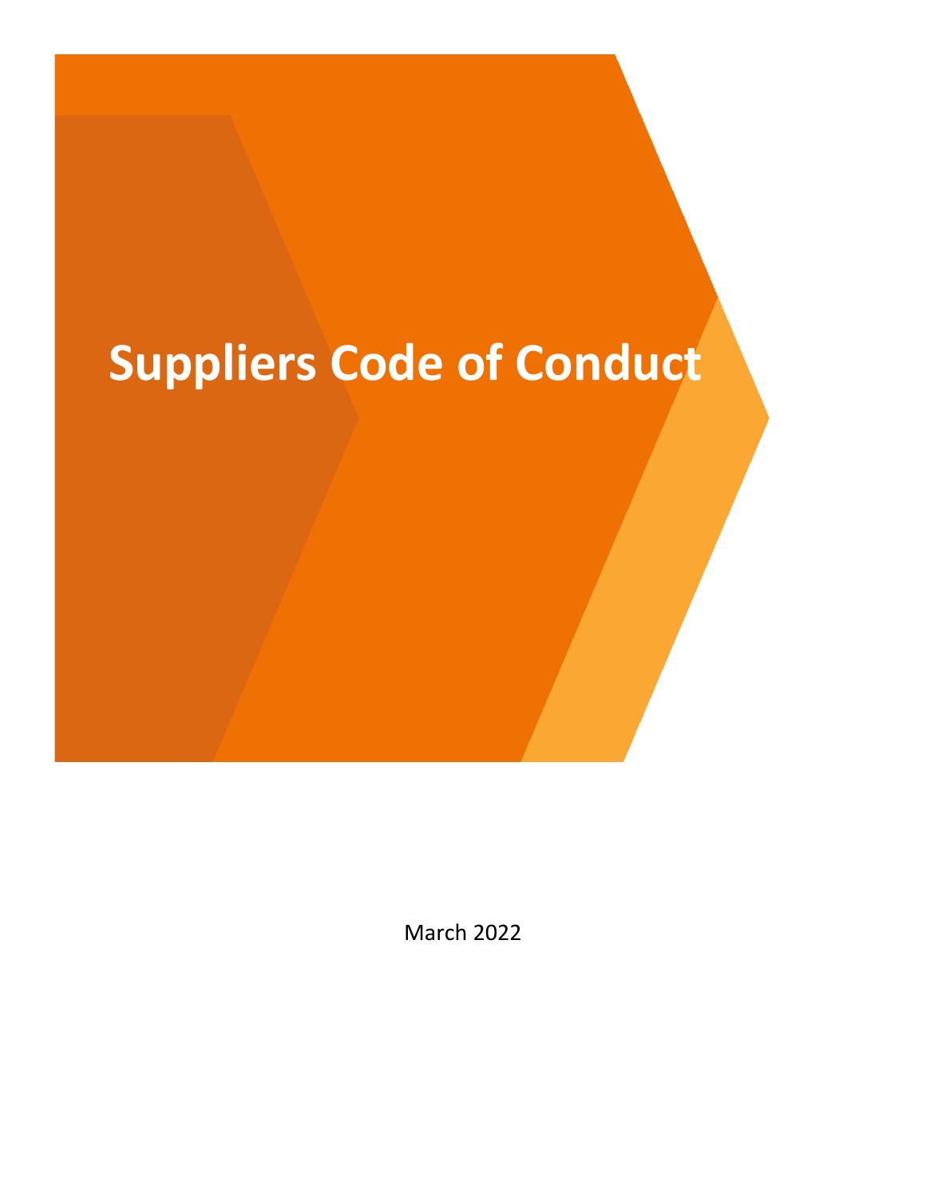# Suppliers Code of Conduct

March 2022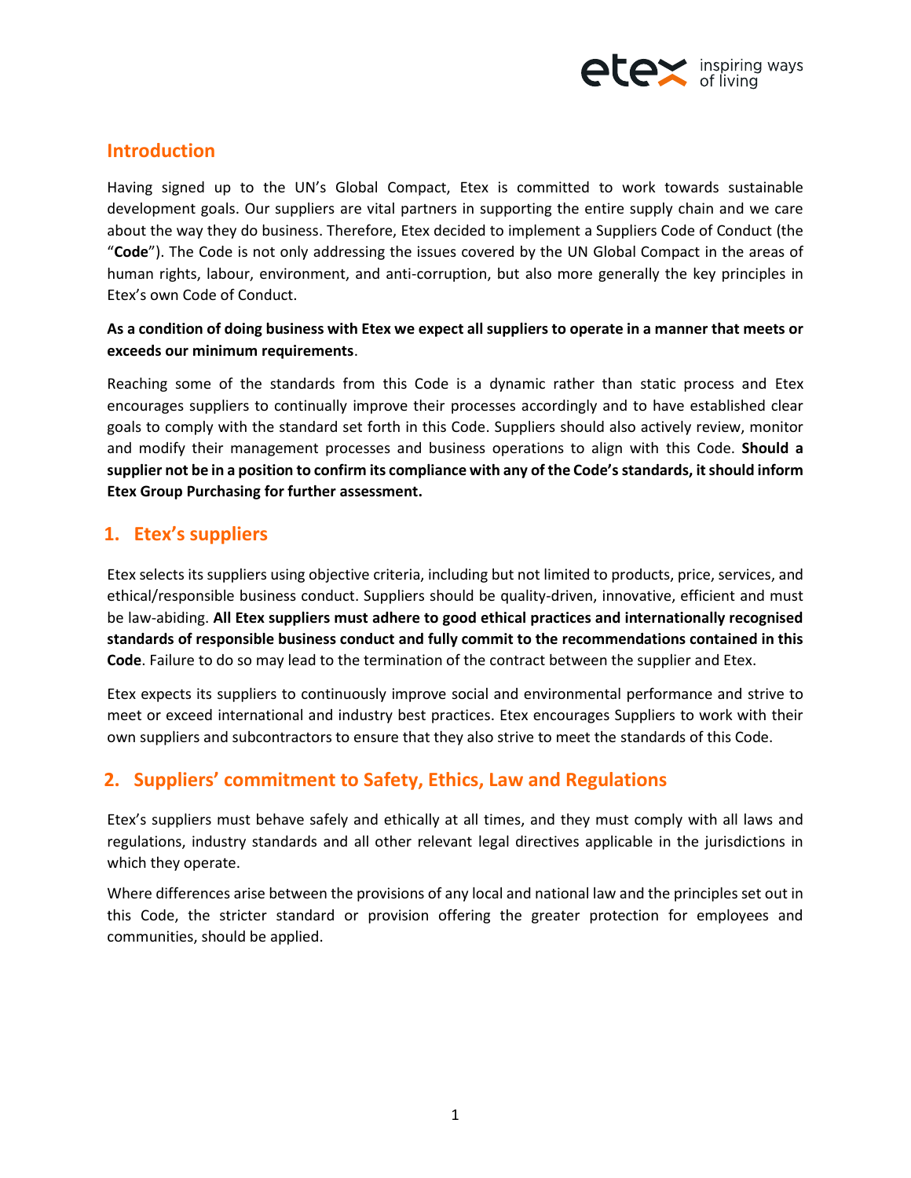## Introduction

Having signed up to the UN's Global Compact, Etex is committed to work towards sustainable development goals. Our suppliers are vital partners in supporting the entire supply chain and we care about the way they do business. Therefore, Etex decided to implement a Suppliers Code of Conduct (the "**Code**"). The Code is not only addressing the issues covered by the UN Global Compact in the areas of human rights, labour, environment, and anti-corruption, but also more generally the key principles in Etex's own Code of Conduct.

**As a condition of doing business with Etex we expect all suppliers to operate in a manner that meets or exceeds our minimum requirements**.

Reaching some of the standards from this Code is a dynamic rather than static process and Etex encourages suppliers to continually improve their processes accordingly and to have established clear goals to comply with the standard set forth in this Code. Suppliers should also actively review, monitor and modify their management processes and business operations to align with this Code. **Should a supplier not be in a position to confirm its compliance with any of the Code's standards, it should inform Etex Group Purchasing for further assessment.**

## 1. Etex's suppliers

Etex selects its suppliers using objective criteria, including but not limited to products, price, services, and ethical/responsible business conduct. Suppliers should be quality-driven, innovative, efficient and must be law-abiding. **All Etex suppliers must adhere to good ethical practices and internationally recognised standards of responsible business conduct and fully commit to the recommendations contained in this Code**. Failure to do so may lead to the termination of the contract between the supplier and Etex.

Etex expects its suppliers to continuously improve social and environmental performance and strive to meet or exceed international and industry best practices. Etex encourages Suppliers to work with their own suppliers and subcontractors to ensure that they also strive to meet the standards of this Code.

## 2. Suppliers' commitment to Safety, Ethics, Law and Regulations

Etex's suppliers must behave safely and ethically at all times, and they must comply with all laws and regulations, industry standards and all other relevant legal directives applicable in the jurisdictions in which they operate.

Where differences arise between the provisions of any local and national law and the principles set out in this Code, the stricter standard or provision offering the greater protection for employees and communities, should be applied.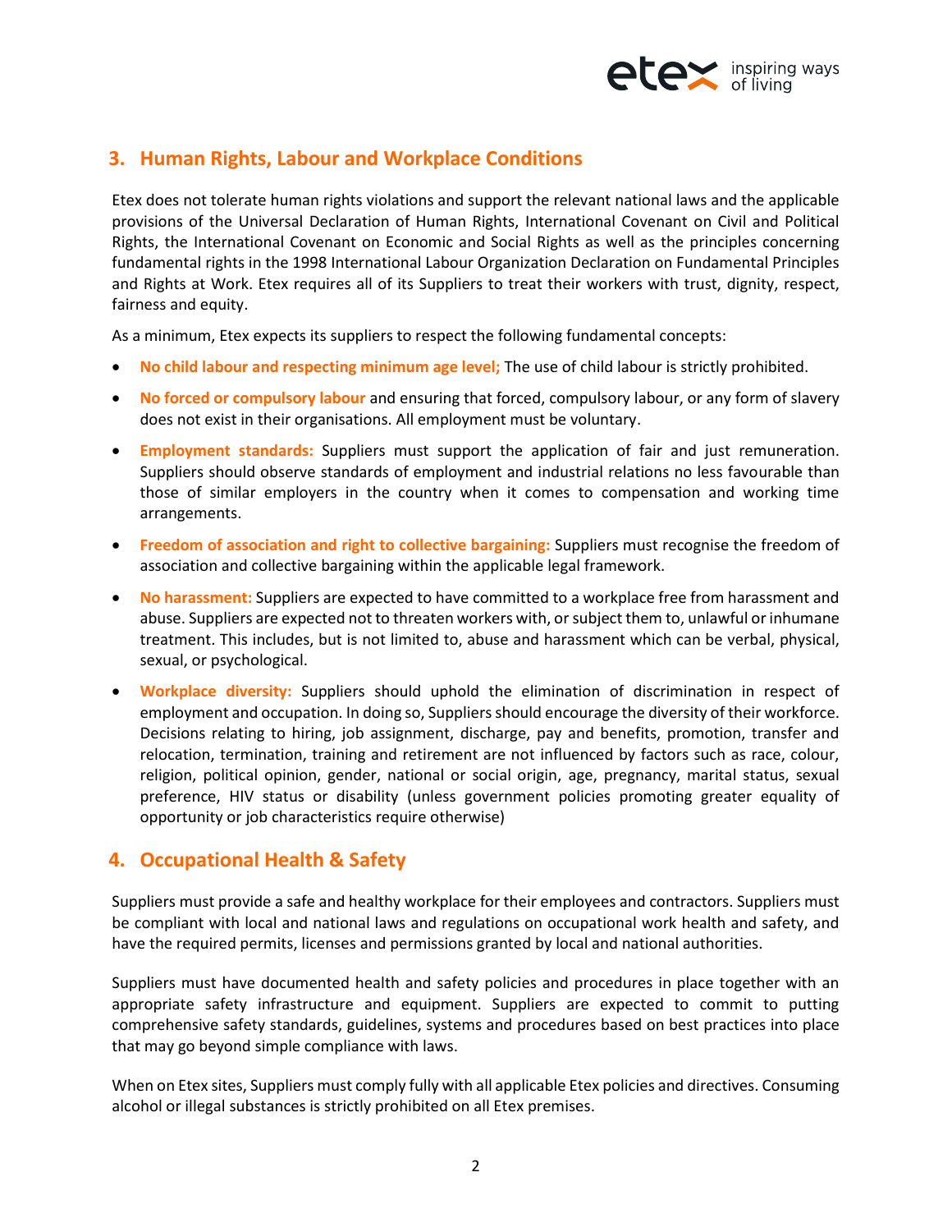## 3. Human Rights, Labour and Workplace Conditions

Etex does not tolerate human rights violations and support the relevant national laws and the applicable provisions of the Universal Declaration of Human Rights, International Covenant on Civil and Political Rights, the International Covenant on Economic and Social Rights as well as the principles concerning fundamental rights in the 1998 International Labour Organization Declaration on Fundamental Principles and Rights at Work. Etex requires all of its Suppliers to treat their workers with trust, dignity, respect, fairness and equity.

As a minimum, Etex expects its suppliers to respect the following fundamental concepts:

- **No child labour and respecting minimum age level;** The use of child labour is strictly prohibited.
- **No forced or compulsory labour** and ensuring that forced, compulsory labour, or any form of slavery does not exist in their organisations. All employment must be voluntary.
- **Employment standards:** Suppliers must support the application of fair and just remuneration. Suppliers should observe standards of employment and industrial relations no less favourable than those of similar employers in the country when it comes to compensation and working time arrangements.
- **Freedom of association and right to collective bargaining:** Suppliers must recognise the freedom of association and collective bargaining within the applicable legal framework.
- **No harassment:** Suppliers are expected to have committed to a workplace free from harassment and abuse. Suppliers are expected not to threaten workers with, or subject them to, unlawful or inhumane treatment. This includes, but is not limited to, abuse and harassment which can be verbal, physical, sexual, or psychological.
- **Workplace diversity:** Suppliers should uphold the elimination of discrimination in respect of employment and occupation. In doing so, Suppliers should encourage the diversity of their workforce. Decisions relating to hiring, job assignment, discharge, pay and benefits, promotion, transfer and relocation, termination, training and retirement are not influenced by factors such as race, colour, religion, political opinion, gender, national or social origin, age, pregnancy, marital status, sexual preference, HIV status or disability (unless government policies promoting greater equality of opportunity or job characteristics require otherwise)

## 4. Occupational Health & Safety

Suppliers must provide a safe and healthy workplace for their employees and contractors. Suppliers must be compliant with local and national laws and regulations on occupational work health and safety, and have the required permits, licenses and permissions granted by local and national authorities.

Suppliers must have documented health and safety policies and procedures in place together with an appropriate safety infrastructure and equipment. Suppliers are expected to commit to putting comprehensive safety standards, guidelines, systems and procedures based on best practices into place that may go beyond simple compliance with laws.

When on Etex sites, Suppliers must comply fully with all applicable Etex policies and directives. Consuming alcohol or illegal substances is strictly prohibited on all Etex premises.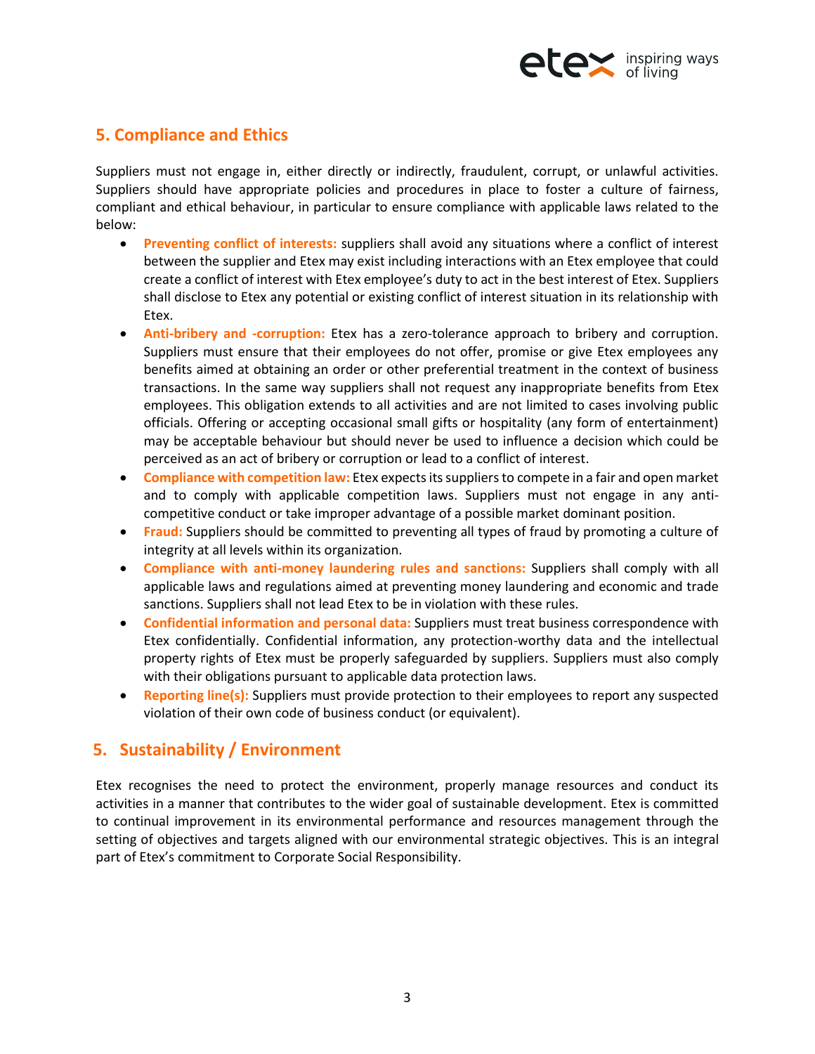## 5. Compliance and Ethics

Suppliers must not engage in, either directly or indirectly, fraudulent, corrupt, or unlawful activities. Suppliers should have appropriate policies and procedures in place to foster a culture of fairness, compliant and ethical behaviour, in particular to ensure compliance with applicable laws related to the below:

- **Preventing conflict of interests:** suppliers shall avoid any situations where a conflict of interest between the supplier and Etex may exist including interactions with an Etex employee that could create a conflict of interest with Etex employee's duty to act in the best interest of Etex. Suppliers shall disclose to Etex any potential or existing conflict of interest situation in its relationship with Etex.
- **Anti-bribery and -corruption:** Etex has a zero-tolerance approach to bribery and corruption. Suppliers must ensure that their employees do not offer, promise or give Etex employees any benefits aimed at obtaining an order or other preferential treatment in the context of business transactions. In the same way suppliers shall not request any inappropriate benefits from Etex employees. This obligation extends to all activities and are not limited to cases involving public officials. Offering or accepting occasional small gifts or hospitality (any form of entertainment) may be acceptable behaviour but should never be used to influence a decision which could be perceived as an act of bribery or corruption or lead to a conflict of interest.
- **Compliance with competition law:** Etex expects its suppliers to compete in a fair and open market and to comply with applicable competition laws. Suppliers must not engage in any anti-competitive conduct or take improper advantage of a possible market dominant position.
- **Fraud:** Suppliers should be committed to preventing all types of fraud by promoting a culture of integrity at all levels within its organization.
- **Compliance with anti-money laundering rules and sanctions:** Suppliers shall comply with all applicable laws and regulations aimed at preventing money laundering and economic and trade sanctions. Suppliers shall not lead Etex to be in violation with these rules.
- **Confidential information and personal data:** Suppliers must treat business correspondence with Etex confidentially. Confidential information, any protection-worthy data and the intellectual property rights of Etex must be properly safeguarded by suppliers. Suppliers must also comply with their obligations pursuant to applicable data protection laws.
- **Reporting line(s):** Suppliers must provide protection to their employees to report any suspected violation of their own code of business conduct (or equivalent).

## 5. Sustainability / Environment

Etex recognises the need to protect the environment, properly manage resources and conduct its activities in a manner that contributes to the wider goal of sustainable development. Etex is committed to continual improvement in its environmental performance and resources management through the setting of objectives and targets aligned with our environmental strategic objectives. This is an integral part of Etex's commitment to Corporate Social Responsibility.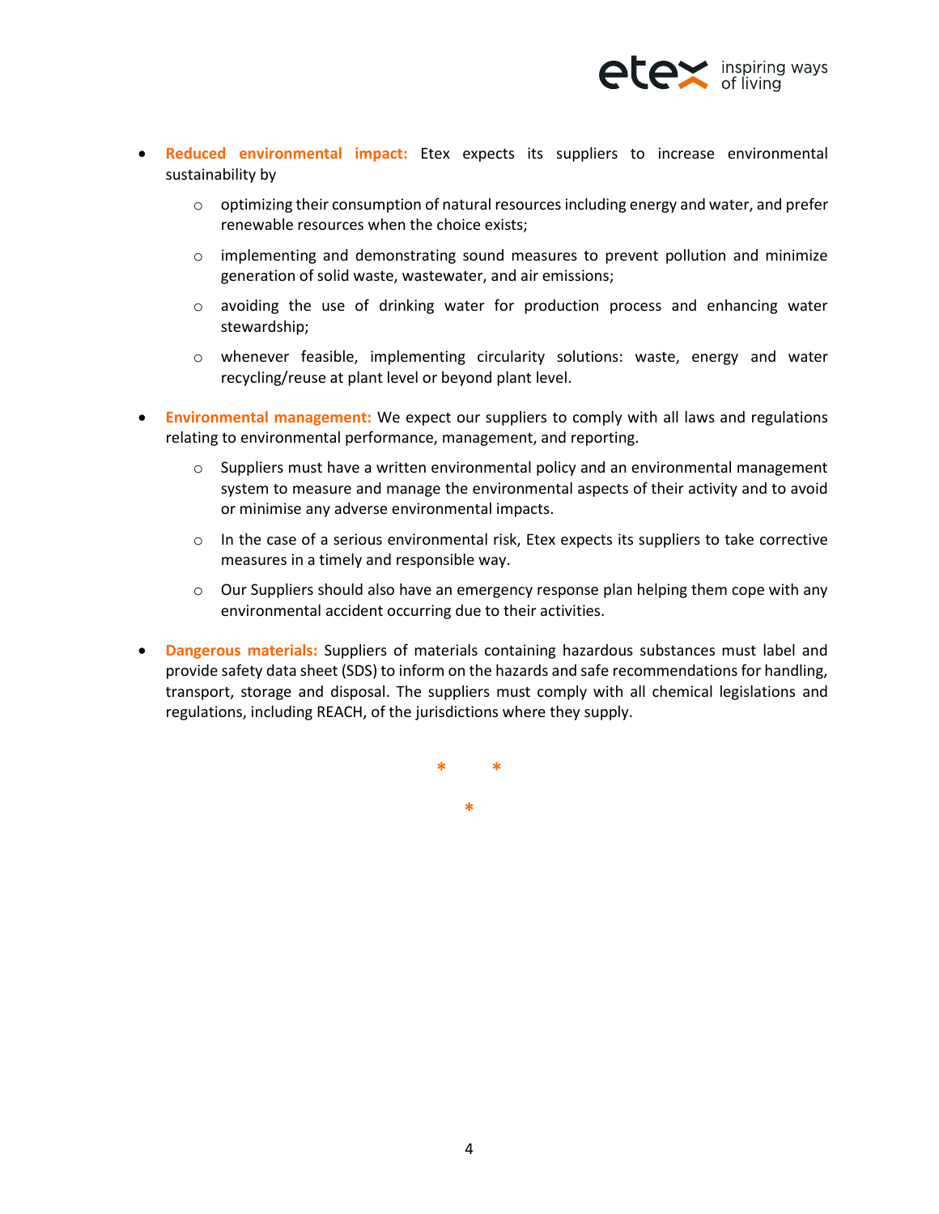- **Reduced environmental impact:** Etex expects its suppliers to increase environmental sustainability by
  - optimizing their consumption of natural resources including energy and water, and prefer renewable resources when the choice exists;
  - implementing and demonstrating sound measures to prevent pollution and minimize generation of solid waste, wastewater, and air emissions;
  - avoiding the use of drinking water for production process and enhancing water stewardship;
  - whenever feasible, implementing circularity solutions: waste, energy and water recycling/reuse at plant level or beyond plant level.

- **Environmental management:** We expect our suppliers to comply with all laws and regulations relating to environmental performance, management, and reporting.
  - Suppliers must have a written environmental policy and an environmental management system to measure and manage the environmental aspects of their activity and to avoid or minimise any adverse environmental impacts.
  - In the case of a serious environmental risk, Etex expects its suppliers to take corrective measures in a timely and responsible way.
  - Our Suppliers should also have an emergency response plan helping them cope with any environmental accident occurring due to their activities.

- **Dangerous materials:** Suppliers of materials containing hazardous substances must label and provide safety data sheet (SDS) to inform on the hazards and safe recommendations for handling, transport, storage and disposal. The suppliers must comply with all chemical legislations and regulations, including REACH, of the jurisdictions where they supply.

\* \*

\*